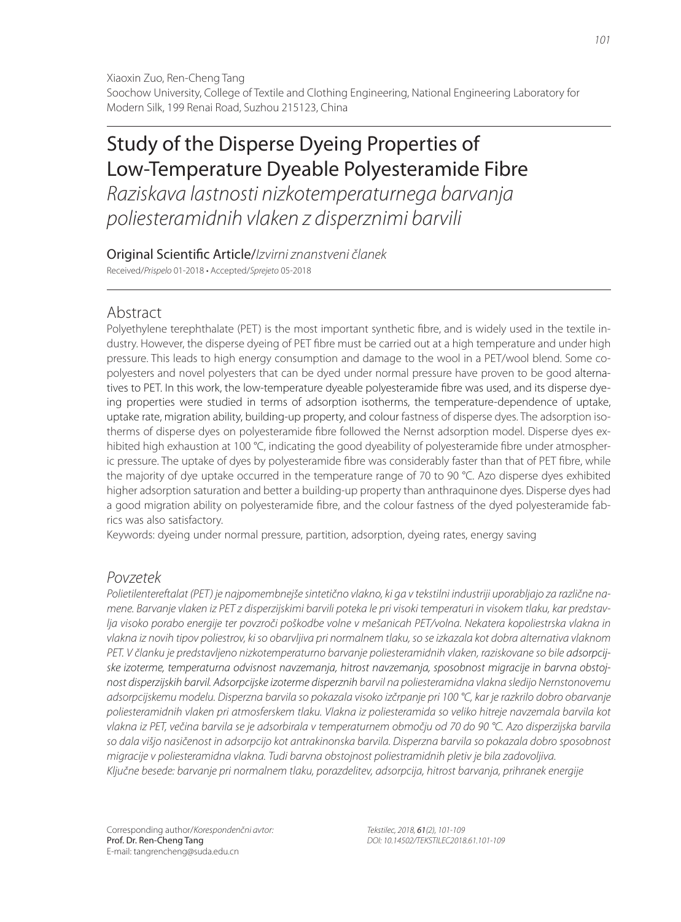Xiaoxin Zuo, Ren-Cheng Tang
Soochow University, College of Textile and Clothing Engineering, National Engineering Laboratory for Modern Silk, 199 Renai Road, Suzhou 215123, China

# Study of the Disperse Dyeing Properties of Low-Temperature Dyeable Polyesteramide Fibre

*Raziskava lastnosti nizkotemperaturnega barvanja poliesteramidnih vlaken z disperznimi barvili*

Original Scientific Article/*Izvirni znanstveni članek*

Received/*Prispelo* 01-2018 • Accepted/*Sprejeto* 05-2018

## Abstract

Polyethylene terephthalate (PET) is the most important synthetic fibre, and is widely used in the textile industry. However, the disperse dyeing of PET fibre must be carried out at a high temperature and under high pressure. This leads to high energy consumption and damage to the wool in a PET/wool blend. Some copolyesters and novel polyesters that can be dyed under normal pressure have proven to be good alternatives to PET. In this work, the low-temperature dyeable polyesteramide fibre was used, and its disperse dyeing properties were studied in terms of adsorption isotherms, the temperature-dependence of uptake, uptake rate, migration ability, building-up property, and colour fastness of disperse dyes. The adsorption isotherms of disperse dyes on polyesteramide fibre followed the Nernst adsorption model. Disperse dyes exhibited high exhaustion at 100 °C, indicating the good dyeability of polyesteramide fibre under atmospheric pressure. The uptake of dyes by polyesteramide fibre was considerably faster than that of PET fibre, while the majority of dye uptake occurred in the temperature range of 70 to 90 °C. Azo disperse dyes exhibited higher adsorption saturation and better a building-up property than anthraquinone dyes. Disperse dyes had a good migration ability on polyesteramide fibre, and the colour fastness of the dyed polyesteramide fabrics was also satisfactory.

Keywords: dyeing under normal pressure, partition, adsorption, dyeing rates, energy saving

## *Povzetek*

*Polietilentereftalat (PET) je najpomembnejše sintetično vlakno, ki ga v tekstilni industriji uporabljajo za različne namene. Barvanje vlaken iz PET z disperzijskimi barvili poteka le pri visoki temperaturi in visokem tlaku, kar predstavlja visoko porabo energije ter povzroči poškodbe volne v mešanicah PET/volna. Nekatera kopoliestrska vlakna in vlakna iz novih tipov poliestrov, ki so obarvljiva pri normalnem tlaku, so se izkazala kot dobra alternativa vlaknom PET. V članku je predstavljeno nizkotemperaturno barvanje poliesteramidnih vlaken, raziskovane so bile adsorpcijske izoterme, temperaturna odvisnost navzemanja, hitrost navzemanja, sposobnost migracije in barvna obstojnost disperzijskih barvil. Adsorpcijske izoterme disperznih barvil na poliesteramidna vlakna sledijo Nernstonovemu adsorpcijskemu modelu. Disperzna barvila so pokazala visoko izčrpanje pri 100 °C, kar je razkrilo dobro obarvanje poliesteramidnih vlaken pri atmosferskem tlaku. Vlakna iz poliesteramida so veliko hitreje navzemala barvila kot vlakna iz PET, večina barvila se je adsorbirala v temperaturnem območju od 70 do 90 °C. Azo disperzijska barvila so dala višjo nasičenost in adsorpcijo kot antrakinonska barvila. Disperzna barvila so pokazala dobro sposobnost migracije v poliesteramidna vlakna. Tudi barvna obstojnost poliestramidnih pletiv je bila zadovoljiva.*

*Ključne besede: barvanje pri normalnem tlaku, porazdelitev, adsorpcija, hitrost barvanja, prihranek energije*

Corresponding author/*Korespondenčni avtor:*
Prof. Dr. Ren-Cheng Tang
E-mail: tangrencheng@suda.edu.cn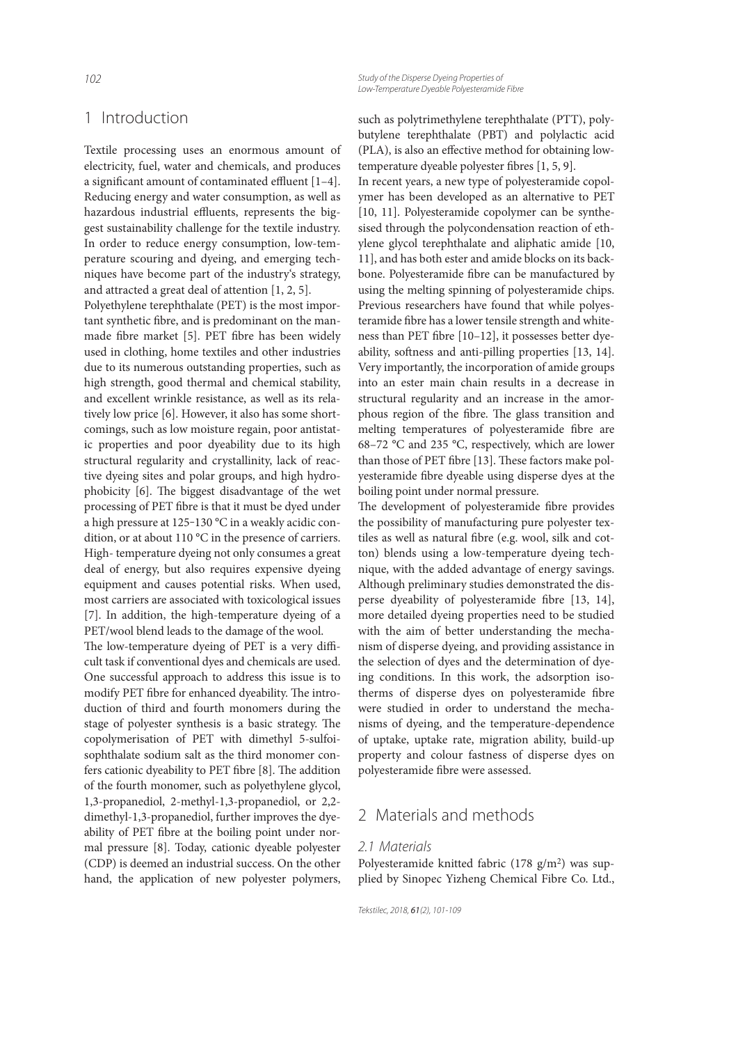## 1 Introduction

Textile processing uses an enormous amount of electricity, fuel, water and chemicals, and produces a significant amount of contaminated effluent [1–4]. Reducing energy and water consumption, as well as hazardous industrial effluents, represents the biggest sustainability challenge for the textile industry. In order to reduce energy consumption, low-temperature scouring and dyeing, and emerging techniques have become part of the industry's strategy, and attracted a great deal of attention [1, 2, 5].

Polyethylene terephthalate (PET) is the most important synthetic fibre, and is predominant on the man-made fibre market [5]. PET fibre has been widely used in clothing, home textiles and other industries due to its numerous outstanding properties, such as high strength, good thermal and chemical stability, and excellent wrinkle resistance, as well as its relatively low price [6]. However, it also has some shortcomings, such as low moisture regain, poor antistatic properties and poor dyeability due to its high structural regularity and crystallinity, lack of reactive dyeing sites and polar groups, and high hydrophobicity [6]. The biggest disadvantage of the wet processing of PET fibre is that it must be dyed under a high pressure at 125–130 °C in a weakly acidic condition, or at about 110 °C in the presence of carriers. High- temperature dyeing not only consumes a great deal of energy, but also requires expensive dyeing equipment and causes potential risks. When used, most carriers are associated with toxicological issues [7]. In addition, the high-temperature dyeing of a PET/wool blend leads to the damage of the wool.

The low-temperature dyeing of PET is a very difficult task if conventional dyes and chemicals are used. One successful approach to address this issue is to modify PET fibre for enhanced dyeability. The introduction of third and fourth monomers during the stage of polyester synthesis is a basic strategy. The copolymerisation of PET with dimethyl 5-sulfoisophthalate sodium salt as the third monomer confers cationic dyeability to PET fibre [8]. The addition of the fourth monomer, such as polyethylene glycol, 1,3-propanediol, 2-methyl-1,3-propanediol, or 2,2-dimethyl-1,3-propanediol, further improves the dyeability of PET fibre at the boiling point under normal pressure [8]. Today, cationic dyeable polyester (CDP) is deemed an industrial success. On the other hand, the application of new polyester polymers, such as polytrimethylene terephthalate (PTT), polybutylene terephthalate (PBT) and polylactic acid (PLA), is also an effective method for obtaining low-temperature dyeable polyester fibres [1, 5, 9].

In recent years, a new type of polyesteramide copolymer has been developed as an alternative to PET [10, 11]. Polyesteramide copolymer can be synthesised through the polycondensation reaction of ethylene glycol terephthalate and aliphatic amide [10, 11], and has both ester and amide blocks on its backbone. Polyesteramide fibre can be manufactured by using the melting spinning of polyesteramide chips. Previous researchers have found that while polyesteramide fibre has a lower tensile strength and whiteness than PET fibre [10–12], it possesses better dyeability, softness and anti-pilling properties [13, 14]. Very importantly, the incorporation of amide groups into an ester main chain results in a decrease in structural regularity and an increase in the amorphous region of the fibre. The glass transition and melting temperatures of polyesteramide fibre are 68–72 °C and 235 °C, respectively, which are lower than those of PET fibre [13]. These factors make polyesteramide fibre dyeable using disperse dyes at the boiling point under normal pressure.

The development of polyesteramide fibre provides the possibility of manufacturing pure polyester textiles as well as natural fibre (e.g. wool, silk and cotton) blends using a low-temperature dyeing technique, with the added advantage of energy savings. Although preliminary studies demonstrated the disperse dyeability of polyesteramide fibre [13, 14], more detailed dyeing properties need to be studied with the aim of better understanding the mechanism of disperse dyeing, and providing assistance in the selection of dyes and the determination of dyeing conditions. In this work, the adsorption isotherms of disperse dyes on polyesteramide fibre were studied in order to understand the mechanisms of dyeing, and the temperature-dependence of uptake, uptake rate, migration ability, build-up property and colour fastness of disperse dyes on polyesteramide fibre were assessed.

## 2 Materials and methods

### *2.1 Materials*

Polyesteramide knitted fabric (178 g/m$^2$) was supplied by Sinopec Yizheng Chemical Fibre Co. Ltd.,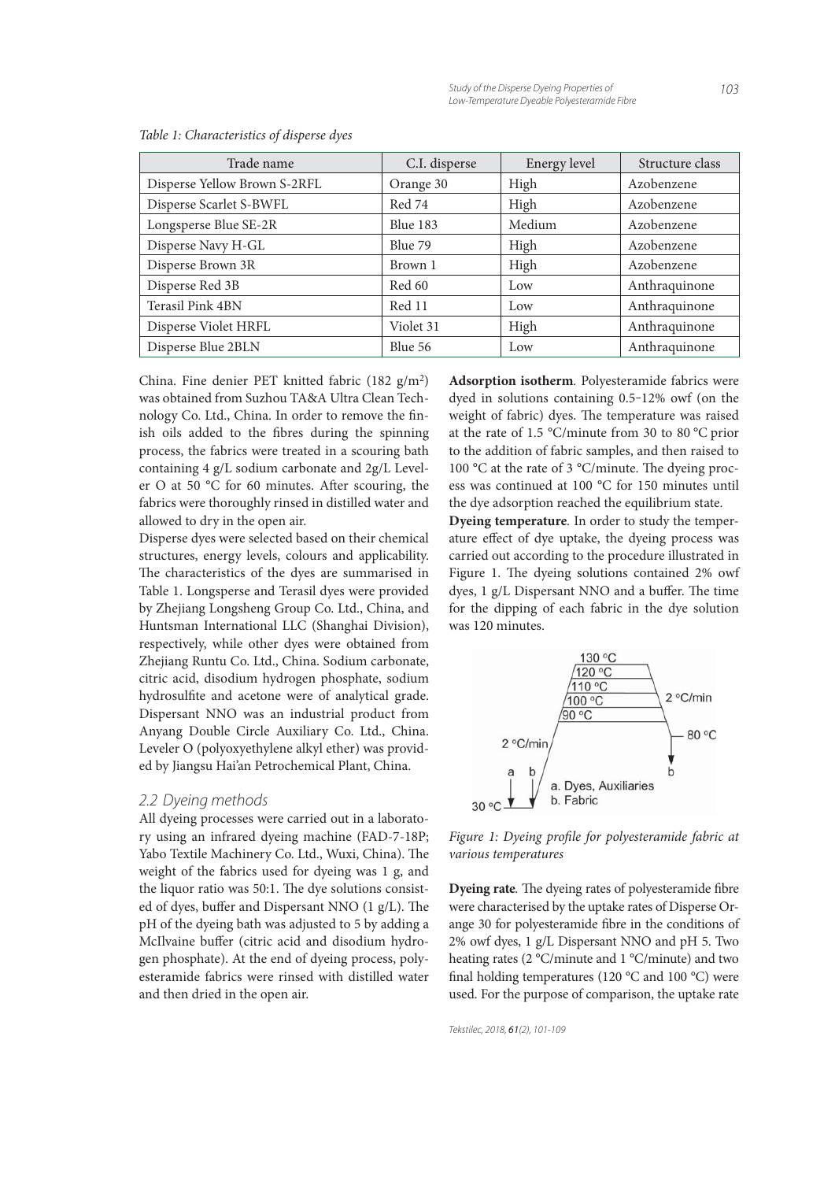*Table 1: Characteristics of disperse dyes*

| Trade name | C.I. disperse | Energy level | Structure class |
|---|---|---|---|
| Disperse Yellow Brown S-2RFL | Orange 30 | High | Azobenzene |
| Disperse Scarlet S-BWFL | Red 74 | High | Azobenzene |
| Longsperse Blue SE-2R | Blue 183 | Medium | Azobenzene |
| Disperse Navy H-GL | Blue 79 | High | Azobenzene |
| Disperse Brown 3R | Brown 1 | High | Azobenzene |
| Disperse Red 3B | Red 60 | Low | Anthraquinone |
| Terasil Pink 4BN | Red 11 | Low | Anthraquinone |
| Disperse Violet HRFL | Violet 31 | High | Anthraquinone |
| Disperse Blue 2BLN | Blue 56 | Low | Anthraquinone |

China. Fine denier PET knitted fabric (182 g/m$^2$) was obtained from Suzhou TA&A Ultra Clean Technology Co. Ltd., China. In order to remove the finish oils added to the fibres during the spinning process, the fabrics were treated in a scouring bath containing 4 g/L sodium carbonate and 2g/L Leveler O at 50 °C for 60 minutes. After scouring, the fabrics were thoroughly rinsed in distilled water and allowed to dry in the open air.

Disperse dyes were selected based on their chemical structures, energy levels, colours and applicability. The characteristics of the dyes are summarised in Table 1. Longsperse and Terasil dyes were provided by Zhejiang Longsheng Group Co. Ltd., China, and Huntsman International LLC (Shanghai Division), respectively, while other dyes were obtained from Zhejiang Runtu Co. Ltd., China. Sodium carbonate, citric acid, disodium hydrogen phosphate, sodium hydrosulfite and acetone were of analytical grade. Dispersant NNO was an industrial product from Anyang Double Circle Auxiliary Co. Ltd., China. Leveler O (polyoxyethylene alkyl ether) was provided by Jiangsu Hai'an Petrochemical Plant, China.

## 2.2 Dyeing methods

All dyeing processes were carried out in a laboratory using an infrared dyeing machine (FAD-7-18P; Yabo Textile Machinery Co. Ltd., Wuxi, China). The weight of the fabrics used for dyeing was 1 g, and the liquor ratio was 50:1. The dye solutions consisted of dyes, buffer and Dispersant NNO (1 g/L). The pH of the dyeing bath was adjusted to 5 by adding a McIlvaine buffer (citric acid and disodium hydrogen phosphate). At the end of dyeing process, polyesteramide fabrics were rinsed with distilled water and then dried in the open air.

**Adsorption isotherm**. Polyesteramide fabrics were dyed in solutions containing 0.5–12% owf (on the weight of fabric) dyes. The temperature was raised at the rate of 1.5 °C/minute from 30 to 80 °C prior to the addition of fabric samples, and then raised to 100 °C at the rate of 3 °C/minute. The dyeing process was continued at 100 °C for 150 minutes until the dye adsorption reached the equilibrium state.

**Dyeing temperature**. In order to study the temperature effect of dye uptake, the dyeing process was carried out according to the procedure illustrated in Figure 1. The dyeing solutions contained 2% owf dyes, 1 g/L Dispersant NNO and a buffer. The time for the dipping of each fabric in the dye solution was 120 minutes.

*Figure 1: Dyeing profile for polyesteramide fabric at various temperatures*

**Dyeing rate**. The dyeing rates of polyesteramide fibre were characterised by the uptake rates of Disperse Orange 30 for polyesteramide fibre in the conditions of 2% owf dyes, 1 g/L Dispersant NNO and pH 5. Two heating rates (2 °C/minute and 1 °C/minute) and two final holding temperatures (120 °C and 100 °C) were used. For the purpose of comparison, the uptake rate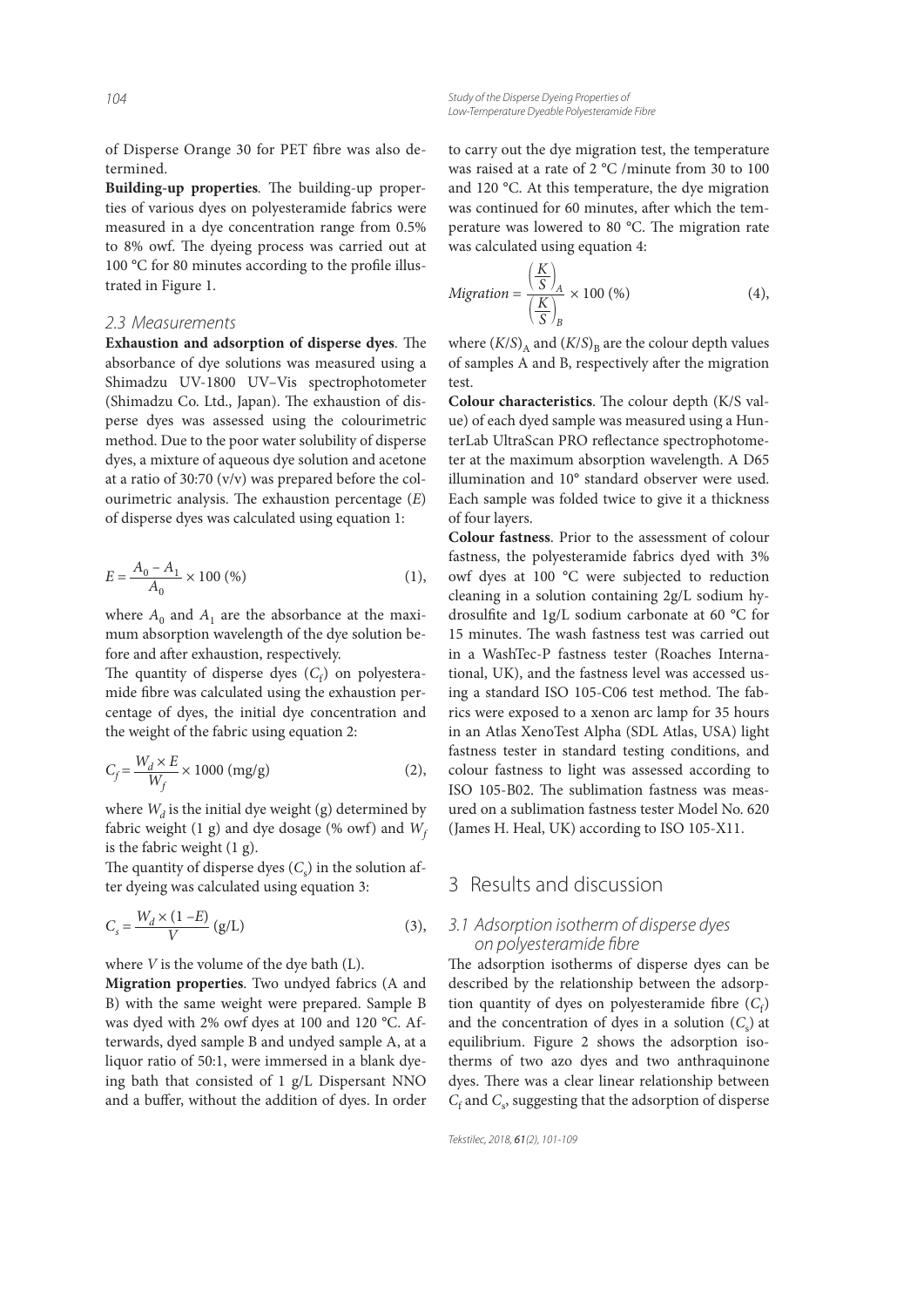of Disperse Orange 30 for PET fibre was also determined.

**Building-up properties**. The building-up properties of various dyes on polyesteramide fabrics were measured in a dye concentration range from 0.5% to 8% owf. The dyeing process was carried out at 100 °C for 80 minutes according to the profile illustrated in Figure 1.

### 2.3 Measurements

**Exhaustion and adsorption of disperse dyes**. The absorbance of dye solutions was measured using a Shimadzu UV-1800 UV–Vis spectrophotometer (Shimadzu Co. Ltd., Japan). The exhaustion of disperse dyes was assessed using the colourimetric method. Due to the poor water solubility of disperse dyes, a mixture of aqueous dye solution and acetone at a ratio of 30:70 (v/v) was prepared before the colourimetric analysis. The exhaustion percentage ($E$) of disperse dyes was calculated using equation 1:

$$E = \frac{A_0 - A_1}{A_0} \times 100\ (\%) \tag{1}$$

where $A_0$ and $A_1$ are the absorbance at the maximum absorption wavelength of the dye solution before and after exhaustion, respectively.

The quantity of disperse dyes ($C_f$) on polyesteramide fibre was calculated using the exhaustion percentage of dyes, the initial dye concentration and the weight of the fabric using equation 2:

$$C_f = \frac{W_d \times E}{W_f} \times 1000\ (\text{mg/g}) \tag{2}$$

where $W_d$ is the initial dye weight (g) determined by fabric weight (1 g) and dye dosage (% owf) and $W_f$ is the fabric weight (1 g).

The quantity of disperse dyes ($C_s$) in the solution after dyeing was calculated using equation 3:

$$C_s = \frac{W_d \times (1 - E)}{V}\ (\text{g/L}) \tag{3}$$

where $V$ is the volume of the dye bath (L).

**Migration properties**. Two undyed fabrics (A and B) with the same weight were prepared. Sample B was dyed with 2% owf dyes at 100 and 120 °C. Afterwards, dyed sample B and undyed sample A, at a liquor ratio of 50:1, were immersed in a blank dyeing bath that consisted of 1 g/L Dispersant NNO and a buffer, without the addition of dyes. In order to carry out the dye migration test, the temperature was raised at a rate of 2 °C /minute from 30 to 100 and 120 °C. At this temperature, the dye migration was continued for 60 minutes, after which the temperature was lowered to 80 °C. The migration rate was calculated using equation 4:

$$Migration = \frac{\left(\frac{K}{S}\right)_A}{\left(\frac{K}{S}\right)_B} \times 100\ (\%) \tag{4}$$

where $(K/S)_A$ and $(K/S)_B$ are the colour depth values of samples A and B, respectively after the migration test.

**Colour characteristics**. The colour depth (K/S value) of each dyed sample was measured using a HunterLab UltraScan PRO reflectance spectrophotometer at the maximum absorption wavelength. A D65 illumination and 10° standard observer were used. Each sample was folded twice to give it a thickness of four layers.

**Colour fastness**. Prior to the assessment of colour fastness, the polyesteramide fabrics dyed with 3% owf dyes at 100 °C were subjected to reduction cleaning in a solution containing 2g/L sodium hydrosulfite and 1g/L sodium carbonate at 60 °C for 15 minutes. The wash fastness test was carried out in a WashTec-P fastness tester (Roaches International, UK), and the fastness level was accessed using a standard ISO 105-C06 test method. The fabrics were exposed to a xenon arc lamp for 35 hours in an Atlas XenoTest Alpha (SDL Atlas, USA) light fastness tester in standard testing conditions, and colour fastness to light was assessed according to ISO 105-B02. The sublimation fastness was measured on a sublimation fastness tester Model No. 620 (James H. Heal, UK) according to ISO 105-X11.

## 3 Results and discussion

### 3.1 Adsorption isotherm of disperse dyes on polyesteramide fibre

The adsorption isotherms of disperse dyes can be described by the relationship between the adsorption quantity of dyes on polyesteramide fibre ($C_f$) and the concentration of dyes in a solution ($C_s$) at equilibrium. Figure 2 shows the adsorption isotherms of two azo dyes and two anthraquinone dyes. There was a clear linear relationship between $C_f$ and $C_s$, suggesting that the adsorption of disperse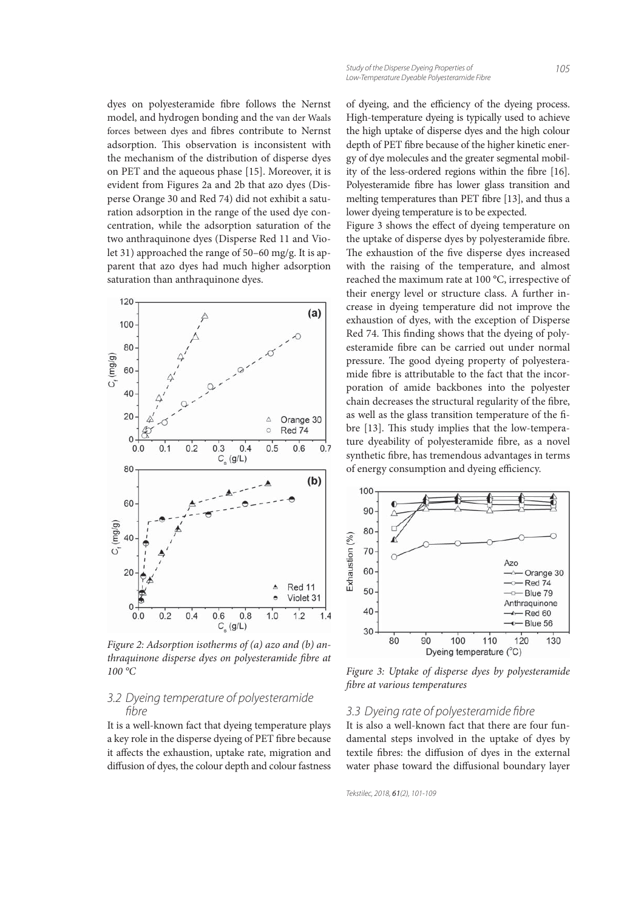dyes on polyesteramide fibre follows the Nernst model, and hydrogen bonding and the van der Waals forces between dyes and fibres contribute to Nernst adsorption. This observation is inconsistent with the mechanism of the distribution of disperse dyes on PET and the aqueous phase [15]. Moreover, it is evident from Figures 2a and 2b that azo dyes (Disperse Orange 30 and Red 74) did not exhibit a saturation adsorption in the range of the used dye concentration, while the adsorption saturation of the two anthraquinone dyes (Disperse Red 11 and Violet 31) approached the range of 50–60 mg/g. It is apparent that azo dyes had much higher adsorption saturation than anthraquinone dyes.

*Figure 2: Adsorption isotherms of (a) azo and (b) anthraquinone disperse dyes on polyesteramide fibre at 100 °C*

## 3.2 Dyeing temperature of polyesteramide fibre

It is a well-known fact that dyeing temperature plays a key role in the disperse dyeing of PET fibre because it affects the exhaustion, uptake rate, migration and diffusion of dyes, the colour depth and colour fastness of dyeing, and the efficiency of the dyeing process. High-temperature dyeing is typically used to achieve the high uptake of disperse dyes and the high colour depth of PET fibre because of the higher kinetic energy of dye molecules and the greater segmental mobility of the less-ordered regions within the fibre [16]. Polyesteramide fibre has lower glass transition and melting temperatures than PET fibre [13], and thus a lower dyeing temperature is to be expected.

Figure 3 shows the effect of dyeing temperature on the uptake of disperse dyes by polyesteramide fibre. The exhaustion of the five disperse dyes increased with the raising of the temperature, and almost reached the maximum rate at 100 °C, irrespective of their energy level or structure class. A further increase in dyeing temperature did not improve the exhaustion of dyes, with the exception of Disperse Red 74. This finding shows that the dyeing of polyesteramide fibre can be carried out under normal pressure. The good dyeing property of polyesteramide fibre is attributable to the fact that the incorporation of amide backbones into the polyester chain decreases the structural regularity of the fibre, as well as the glass transition temperature of the fibre [13]. This study implies that the low-temperature dyeability of polyesteramide fibre, as a novel synthetic fibre, has tremendous advantages in terms of energy consumption and dyeing efficiency.

*Figure 3: Uptake of disperse dyes by polyesteramide fibre at various temperatures*

## 3.3 Dyeing rate of polyesteramide fibre

It is also a well-known fact that there are four fundamental steps involved in the uptake of dyes by textile fibres: the diffusion of dyes in the external water phase toward the diffusional boundary layer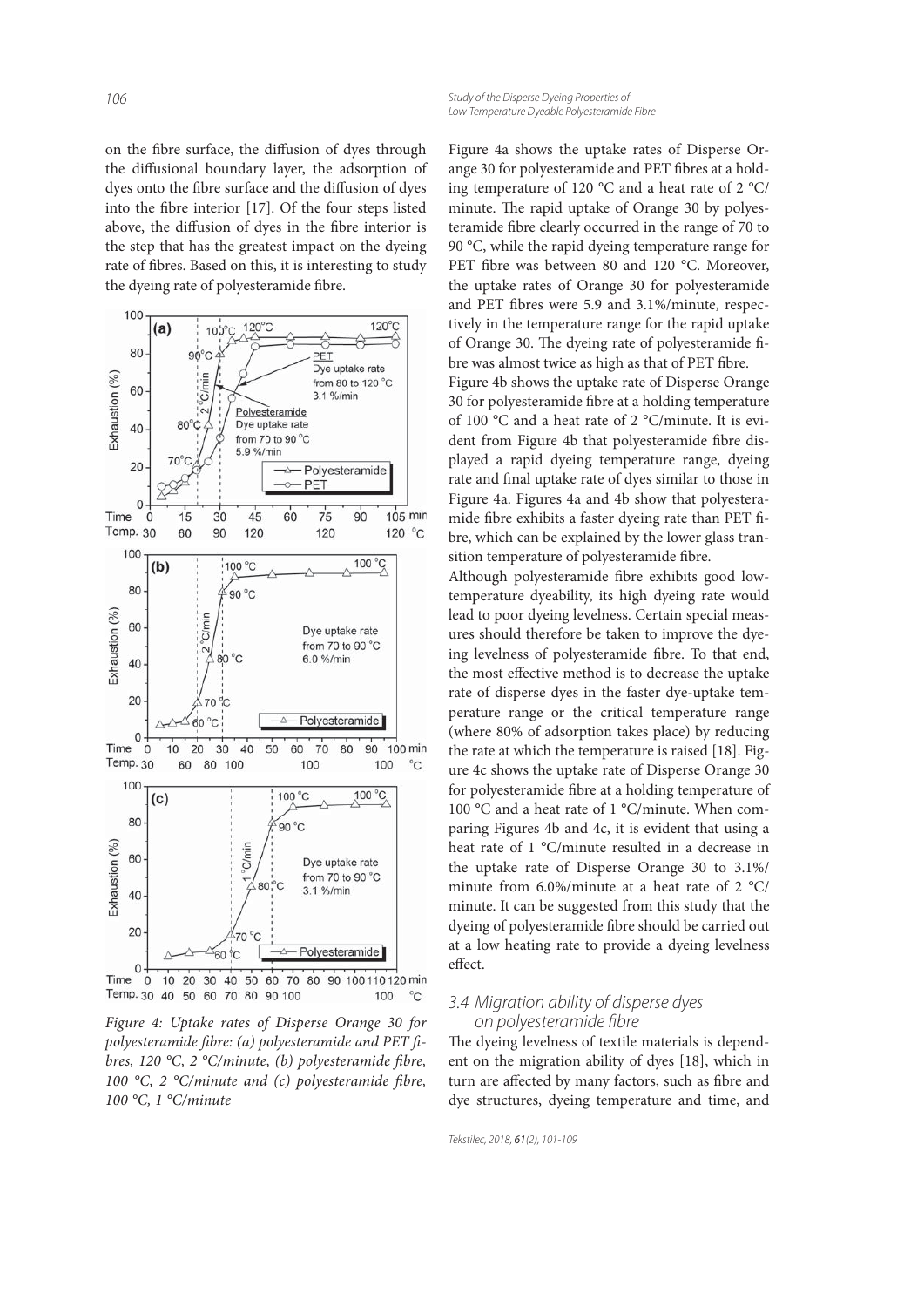on the fibre surface, the diffusion of dyes through the diffusional boundary layer, the adsorption of dyes onto the fibre surface and the diffusion of dyes into the fibre interior [17]. Of the four steps listed above, the diffusion of dyes in the fibre interior is the step that has the greatest impact on the dyeing rate of fibres. Based on this, it is interesting to study the dyeing rate of polyesteramide fibre.

*Figure 4: Uptake rates of Disperse Orange 30 for polyesteramide fibre: (a) polyesteramide and PET fibres, 120 °C, 2 °C/minute, (b) polyesteramide fibre, 100 °C, 2 °C/minute and (c) polyesteramide fibre, 100 °C, 1 °C/minute*

Figure 4a shows the uptake rates of Disperse Orange 30 for polyesteramide and PET fibres at a holding temperature of 120 °C and a heat rate of 2 °C/minute. The rapid uptake of Orange 30 by polyesteramide fibre clearly occurred in the range of 70 to 90 °C, while the rapid dyeing temperature range for PET fibre was between 80 and 120 °C. Moreover, the uptake rates of Orange 30 for polyesteramide and PET fibres were 5.9 and 3.1%/minute, respectively in the temperature range for the rapid uptake of Orange 30. The dyeing rate of polyesteramide fibre was almost twice as high as that of PET fibre.

Figure 4b shows the uptake rate of Disperse Orange 30 for polyesteramide fibre at a holding temperature of 100 °C and a heat rate of 2 °C/minute. It is evident from Figure 4b that polyesteramide fibre displayed a rapid dyeing temperature range, dyeing rate and final uptake rate of dyes similar to those in Figure 4a. Figures 4a and 4b show that polyesteramide fibre exhibits a faster dyeing rate than PET fibre, which can be explained by the lower glass transition temperature of polyesteramide fibre.

Although polyesteramide fibre exhibits good low-temperature dyeability, its high dyeing rate would lead to poor dyeing levelness. Certain special measures should therefore be taken to improve the dyeing levelness of polyesteramide fibre. To that end, the most effective method is to decrease the uptake rate of disperse dyes in the faster dye-uptake temperature range or the critical temperature range (where 80% of adsorption takes place) by reducing the rate at which the temperature is raised [18]. Figure 4c shows the uptake rate of Disperse Orange 30 for polyesteramide fibre at a holding temperature of 100 °C and a heat rate of 1 °C/minute. When comparing Figures 4b and 4c, it is evident that using a heat rate of 1 °C/minute resulted in a decrease in the uptake rate of Disperse Orange 30 to 3.1%/minute from 6.0%/minute at a heat rate of 2 °C/minute. It can be suggested from this study that the dyeing of polyesteramide fibre should be carried out at a low heating rate to provide a dyeing levelness effect.

### 3.4 Migration ability of disperse dyes on polyesteramide fibre

The dyeing levelness of textile materials is dependent on the migration ability of dyes [18], which in turn are affected by many factors, such as fibre and dye structures, dyeing temperature and time, and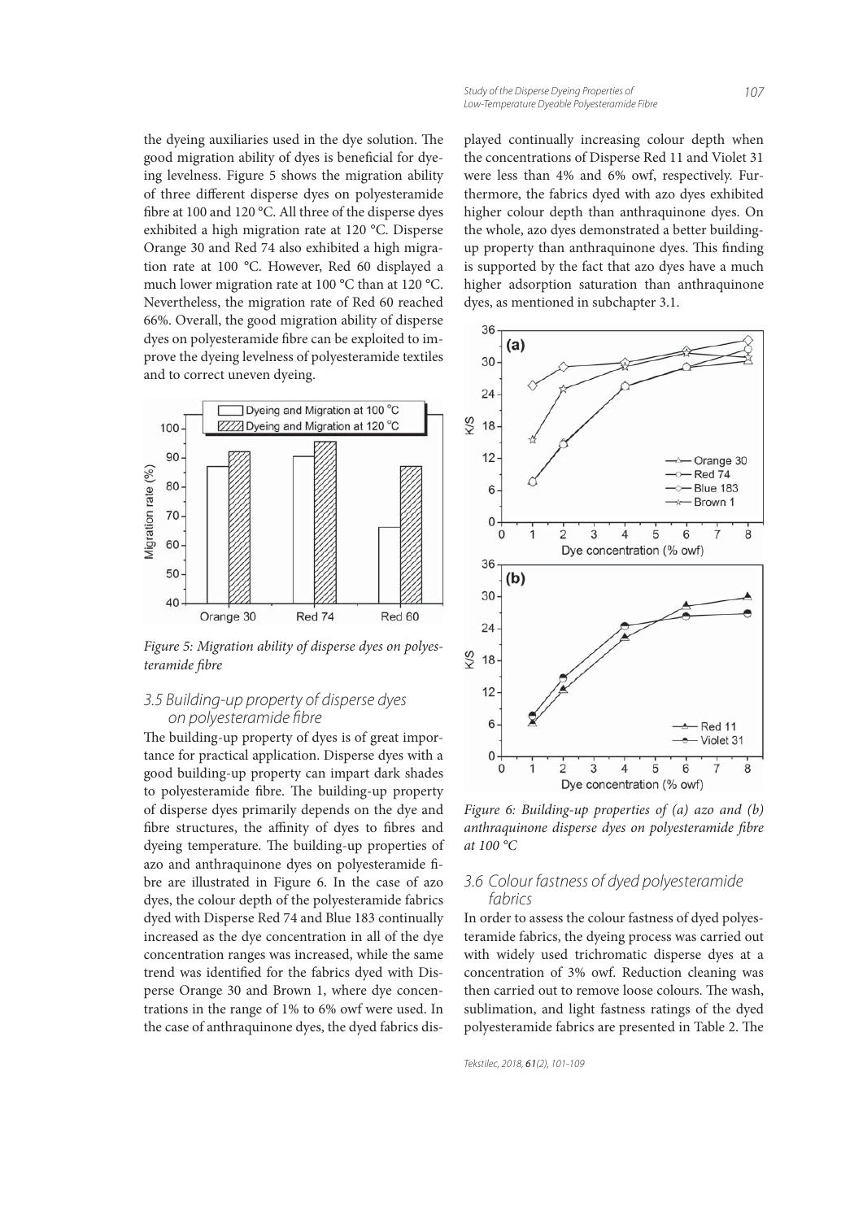the dyeing auxiliaries used in the dye solution. The good migration ability of dyes is beneficial for dyeing levelness. Figure 5 shows the migration ability of three different disperse dyes on polyesteramide fibre at 100 and 120 °C. All three of the disperse dyes exhibited a high migration rate at 120 °C. Disperse Orange 30 and Red 74 also exhibited a high migration rate at 100 °C. However, Red 60 displayed a much lower migration rate at 100 °C than at 120 °C. Nevertheless, the migration rate of Red 60 reached 66%. Overall, the good migration ability of disperse dyes on polyesteramide fibre can be exploited to improve the dyeing levelness of polyesteramide textiles and to correct uneven dyeing.

*Figure 5: Migration ability of disperse dyes on polyesteramide fibre*

### 3.5 Building-up property of disperse dyes on polyesteramide fibre

The building-up property of dyes is of great importance for practical application. Disperse dyes with a good building-up property can impart dark shades to polyesteramide fibre. The building-up property of disperse dyes primarily depends on the dye and fibre structures, the affinity of dyes to fibres and dyeing temperature. The building-up properties of azo and anthraquinone dyes on polyesteramide fibre are illustrated in Figure 6. In the case of azo dyes, the colour depth of the polyesteramide fabrics dyed with Disperse Red 74 and Blue 183 continually increased as the dye concentration in all of the dye concentration ranges was increased, while the same trend was identified for the fabrics dyed with Disperse Orange 30 and Brown 1, where dye concentrations in the range of 1% to 6% owf were used. In the case of anthraquinone dyes, the dyed fabrics displayed continually increasing colour depth when the concentrations of Disperse Red 11 and Violet 31 were less than 4% and 6% owf, respectively. Furthermore, the fabrics dyed with azo dyes exhibited higher colour depth than anthraquinone dyes. On the whole, azo dyes demonstrated a better building-up property than anthraquinone dyes. This finding is supported by the fact that azo dyes have a much higher adsorption saturation than anthraquinone dyes, as mentioned in subchapter 3.1.

*Figure 6: Building-up properties of (a) azo and (b) anthraquinone disperse dyes on polyesteramide fibre at 100 °C*

### 3.6 Colour fastness of dyed polyesteramide fabrics

In order to assess the colour fastness of dyed polyesteramide fabrics, the dyeing process was carried out with widely used trichromatic disperse dyes at a concentration of 3% owf. Reduction cleaning was then carried out to remove loose colours. The wash, sublimation, and light fastness ratings of the dyed polyesteramide fabrics are presented in Table 2. The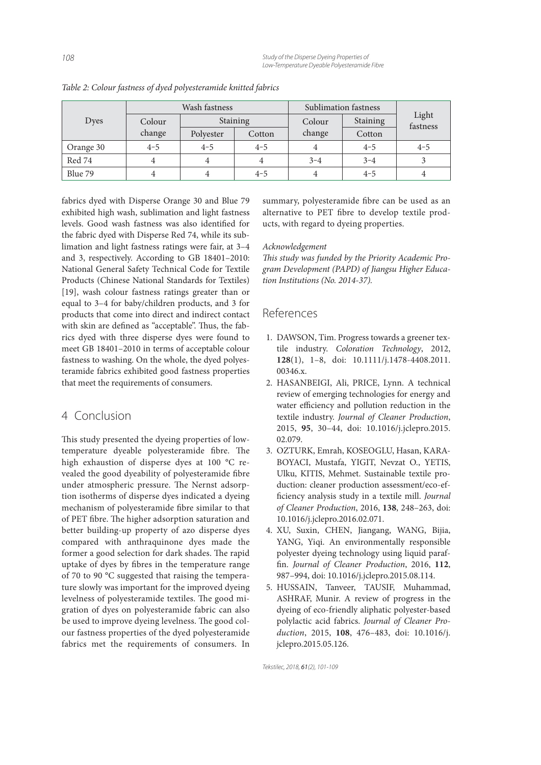*Table 2: Colour fastness of dyed polyesteramide knitted fabrics*

| Dyes | Wash fastness | | | Sublimation fastness | | Light fastness |
|---|---|---|---|---|---|---|
| | Colour change | Staining | | Colour change | Staining | |
| | | Polyester | Cotton | | Cotton | |
| Orange 30 | 4–5 | 4–5 | 4–5 | 4 | 4–5 | 4–5 |
| Red 74 | 4 | 4 | 4 | 3–4 | 3–4 | 3 |
| Blue 79 | 4 | 4 | 4–5 | 4 | 4–5 | 4 |

fabrics dyed with Disperse Orange 30 and Blue 79 exhibited high wash, sublimation and light fastness levels. Good wash fastness was also identified for the fabric dyed with Disperse Red 74, while its sublimation and light fastness ratings were fair, at 3–4 and 3, respectively. According to GB 18401–2010: National General Safety Technical Code for Textile Products (Chinese National Standards for Textiles) [19], wash colour fastness ratings greater than or equal to 3–4 for baby/children products, and 3 for products that come into direct and indirect contact with skin are defined as "acceptable". Thus, the fabrics dyed with three disperse dyes were found to meet GB 18401–2010 in terms of acceptable colour fastness to washing. On the whole, the dyed polyesteramide fabrics exhibited good fastness properties that meet the requirements of consumers.

## 4 Conclusion

This study presented the dyeing properties of low-temperature dyeable polyesteramide fibre. The high exhaustion of disperse dyes at 100 °C revealed the good dyeability of polyesteramide fibre under atmospheric pressure. The Nernst adsorption isotherms of disperse dyes indicated a dyeing mechanism of polyesteramide fibre similar to that of PET fibre. The higher adsorption saturation and better building-up property of azo disperse dyes compared with anthraquinone dyes made the former a good selection for dark shades. The rapid uptake of dyes by fibres in the temperature range of 70 to 90 °C suggested that raising the temperature slowly was important for the improved dyeing levelness of polyesteramide textiles. The good migration of dyes on polyesteramide fabric can also be used to improve dyeing levelness. The good colour fastness properties of the dyed polyesteramide fabrics met the requirements of consumers. In summary, polyesteramide fibre can be used as an alternative to PET fibre to develop textile products, with regard to dyeing properties.

*Acknowledgement*

*This study was funded by the Priority Academic Program Development (PAPD) of Jiangsu Higher Education Institutions (No. 2014-37).*

## References

1. DAWSON, Tim. Progress towards a greener textile industry. *Coloration Technology*, 2012, **128**(1), 1–8, doi: 10.1111/j.1478-4408.2011.00346.x.
2. HASANBEIGI, Ali, PRICE, Lynn. A technical review of emerging technologies for energy and water efficiency and pollution reduction in the textile industry. *Journal of Cleaner Production*, 2015, **95**, 30–44, doi: 10.1016/j.jclepro.2015.02.079.
3. OZTURK, Emrah, KOSEOGLU, Hasan, KARABOYACI, Mustafa, YIGIT, Nevzat O., YETIS, Ulku, KITIS, Mehmet. Sustainable textile production: cleaner production assessment/eco-efficiency analysis study in a textile mill. *Journal of Cleaner Production*, 2016, **138**, 248–263, doi: 10.1016/j.jclepro.2016.02.071.
4. XU, Suxin, CHEN, Jiangang, WANG, Bijia, YANG, Yiqi. An environmentally responsible polyester dyeing technology using liquid paraffin. *Journal of Cleaner Production*, 2016, **112**, 987–994, doi: 10.1016/j.jclepro.2015.08.114.
5. HUSSAIN, Tanveer, TAUSIF, Muhammad, ASHRAF, Munir. A review of progress in the dyeing of eco-friendly aliphatic polyester-based polylactic acid fabrics. *Journal of Cleaner Production*, 2015, **108**, 476–483, doi: 10.1016/j.jclepro.2015.05.126.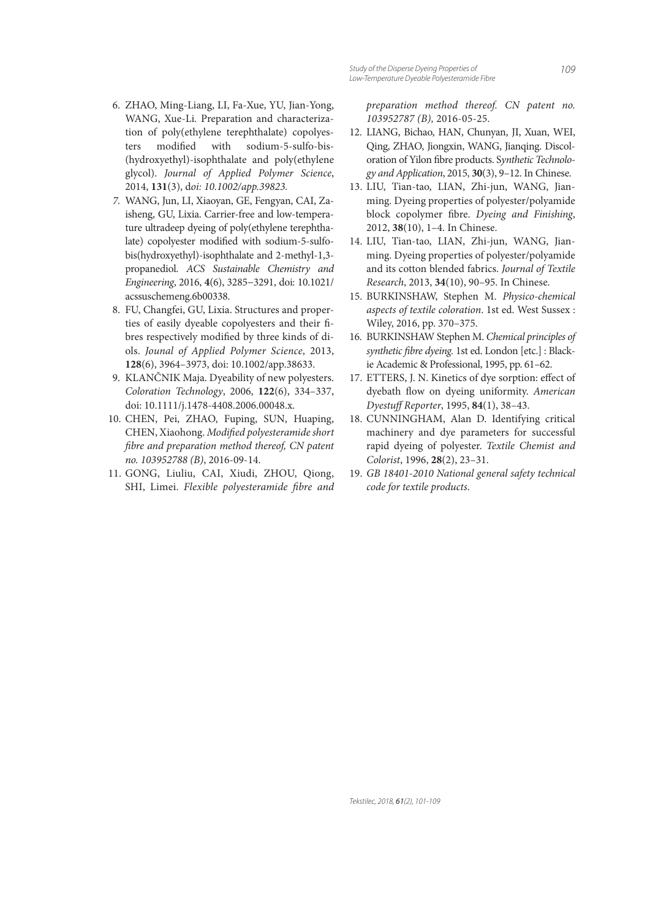6. ZHAO, Ming-Liang, LI, Fa-Xue, YU, Jian-Yong, WANG, Xue-Li. Preparation and characterization of poly(ethylene terephthalate) copolyesters modified with sodium-5-sulfo-bis-(hydroxyethyl)-isophthalate and poly(ethylene glycol). *Journal of Applied Polymer Science*, 2014, **131**(3), d*oi: 10.1002/app.39823.*
7. WANG, Jun, LI, Xiaoyan, GE, Fengyan, CAI, Zaisheng, GU, Lixia. Carrier-free and low-temperature ultradeep dyeing of poly(ethylene terephthalate) copolyester modified with sodium-5-sulfobis(hydroxyethyl)-isophthalate and 2-methyl-1,3-propanediol. *ACS Sustainable Chemistry and Engineering*, 2016, **4**(6), 3285–3291, doi: 10.1021/acssuschemeng.6b00338.
8. FU, Changfei, GU, Lixia. Structures and properties of easily dyeable copolyesters and their fibres respectively modified by three kinds of diols. *Jounal of Applied Polymer Science*, 2013, **128**(6), 3964–3973, doi: 10.1002/app.38633.
9. KLANČNIK Maja. Dyeability of new polyesters. *Coloration Technology*, 2006, **122**(6), 334–337, doi: 10.1111/j.1478-4408.2006.00048.x.
10. CHEN, Pei, ZHAO, Fuping, SUN, Huaping, CHEN, Xiaohong. *Modified polyesteramide short fibre and preparation method thereof, CN patent no. 103952788 (B)*, 2016-09-14.
11. GONG, Liuliu, CAI, Xiudi, ZHOU, Qiong, SHI, Limei. *Flexible polyesteramide fibre and preparation method thereof. CN patent no. 103952787 (B),* 2016-05-25.
12. LIANG, Bichao, HAN, Chunyan, JI, Xuan, WEI, Qing, ZHAO, Jiongxin, WANG, Jianqing. Discoloration of Yilon fibre products. *Synthetic Technology and Application*, 2015, **30**(3), 9–12. In Chinese.
13. LIU, Tian-tao, LIAN, Zhi-jun, WANG, Jianming. Dyeing properties of polyester/polyamide block copolymer fibre. *Dyeing and Finishing*, 2012, **38**(10), 1–4. In Chinese.
14. LIU, Tian-tao, LIAN, Zhi-jun, WANG, Jianming. Dyeing properties of polyester/polyamide and its cotton blended fabrics. *Journal of Textile Research*, 2013, **34**(10), 90–95. In Chinese.
15. BURKINSHAW, Stephen M. *Physico-chemical aspects of textile coloration*. 1st ed. West Sussex : Wiley, 2016, pp. 370–375.
16. BURKINSHAW Stephen M. *Chemical principles of synthetic fibre dyeing.* 1st ed. London [etc.] : Blackie Academic & Professional, 1995, pp. 61–62.
17. ETTERS, J. N. Kinetics of dye sorption: effect of dyebath flow on dyeing uniformity. *American Dyestuff Reporter*, 1995, **84**(1), 38–43.
18. CUNNINGHAM, Alan D. Identifying critical machinery and dye parameters for successful rapid dyeing of polyester. *Textile Chemist and Colorist*, 1996, **28**(2), 23–31.
19. *GB 18401-2010 National general safety technical code for textile products*.